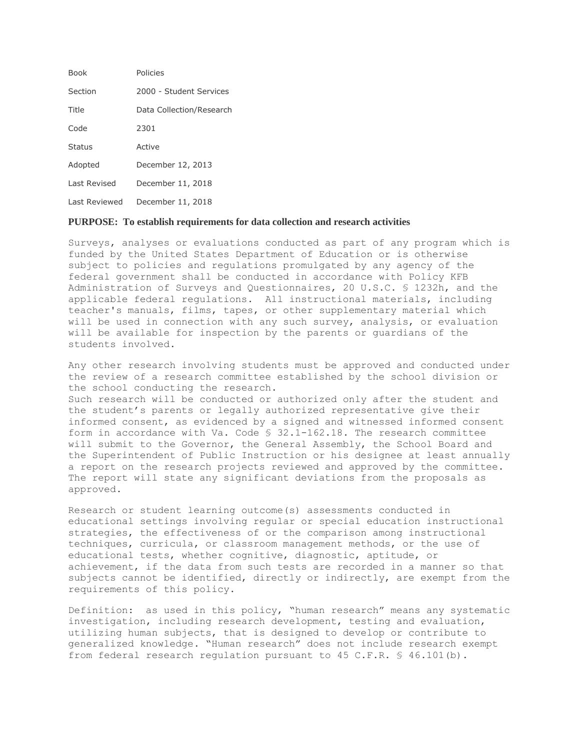| | |
|---|---|
| Book | Policies |
| Section | 2000 - Student Services |
| Title | Data Collection/Research |
| Code | 2301 |
| Status | Active |
| Adopted | December 12, 2013 |
| Last Revised | December 11, 2018 |
| Last Reviewed | December 11, 2018 |

**PURPOSE: To establish requirements for data collection and research activities**

Surveys, analyses or evaluations conducted as part of any program which is funded by the United States Department of Education or is otherwise subject to policies and regulations promulgated by any agency of the federal government shall be conducted in accordance with Policy KFB Administration of Surveys and Questionnaires, 20 U.S.C. § 1232h, and the applicable federal regulations. All instructional materials, including teacher's manuals, films, tapes, or other supplementary material which will be used in connection with any such survey, analysis, or evaluation will be available for inspection by the parents or guardians of the students involved.

Any other research involving students must be approved and conducted under the review of a research committee established by the school division or the school conducting the research.
Such research will be conducted or authorized only after the student and the student's parents or legally authorized representative give their informed consent, as evidenced by a signed and witnessed informed consent form in accordance with Va. Code § 32.1-162.18. The research committee will submit to the Governor, the General Assembly, the School Board and the Superintendent of Public Instruction or his designee at least annually a report on the research projects reviewed and approved by the committee. The report will state any significant deviations from the proposals as approved.

Research or student learning outcome(s) assessments conducted in educational settings involving regular or special education instructional strategies, the effectiveness of or the comparison among instructional techniques, curricula, or classroom management methods, or the use of educational tests, whether cognitive, diagnostic, aptitude, or achievement, if the data from such tests are recorded in a manner so that subjects cannot be identified, directly or indirectly, are exempt from the requirements of this policy.

Definition: as used in this policy, "human research" means any systematic investigation, including research development, testing and evaluation, utilizing human subjects, that is designed to develop or contribute to generalized knowledge. "Human research" does not include research exempt from federal research regulation pursuant to 45 C.F.R. § 46.101(b).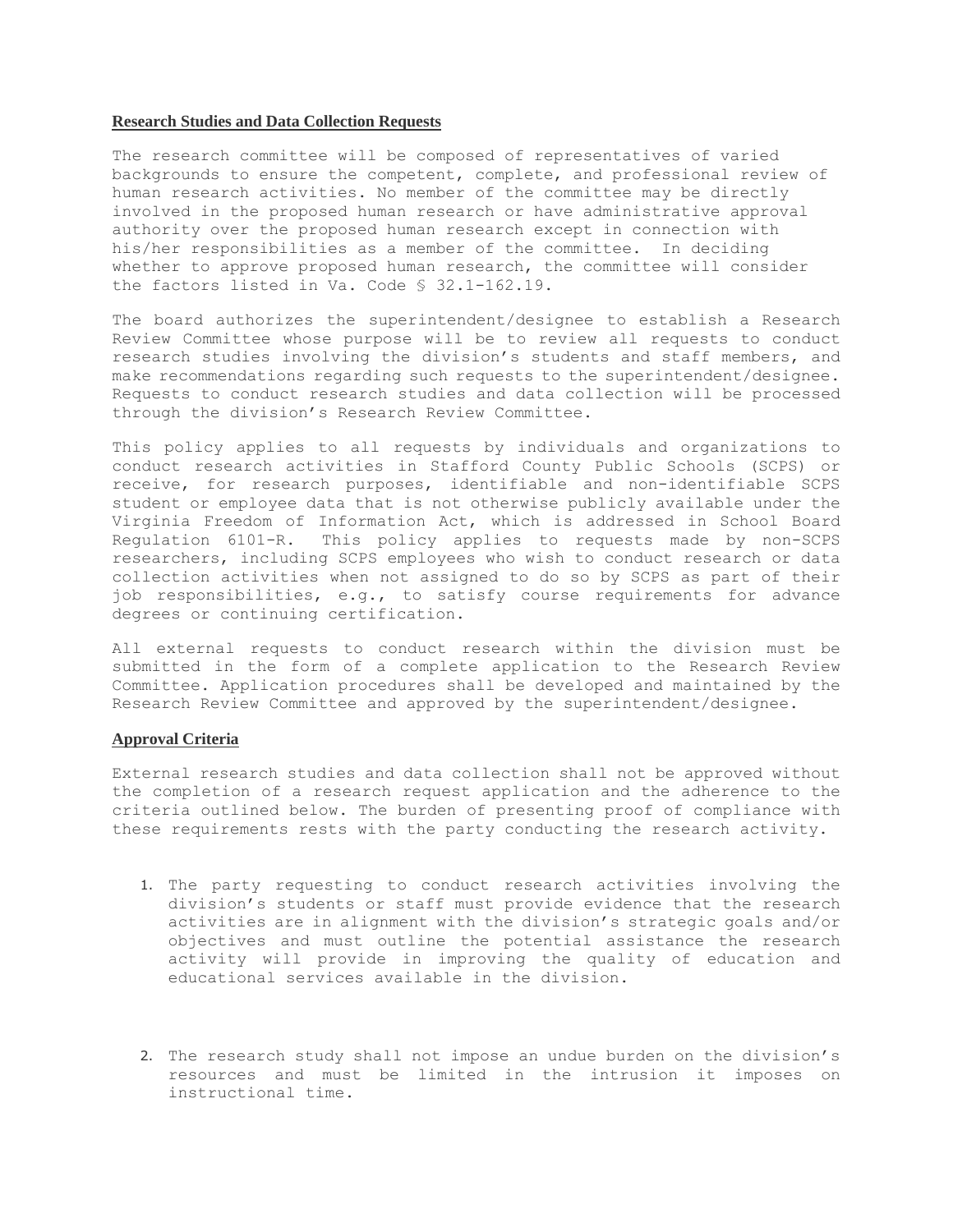**Research Studies and Data Collection Requests**

The research committee will be composed of representatives of varied backgrounds to ensure the competent, complete, and professional review of human research activities. No member of the committee may be directly involved in the proposed human research or have administrative approval authority over the proposed human research except in connection with his/her responsibilities as a member of the committee. In deciding whether to approve proposed human research, the committee will consider the factors listed in Va. Code § 32.1-162.19.

The board authorizes the superintendent/designee to establish a Research Review Committee whose purpose will be to review all requests to conduct research studies involving the division's students and staff members, and make recommendations regarding such requests to the superintendent/designee. Requests to conduct research studies and data collection will be processed through the division's Research Review Committee.

This policy applies to all requests by individuals and organizations to conduct research activities in Stafford County Public Schools (SCPS) or receive, for research purposes, identifiable and non-identifiable SCPS student or employee data that is not otherwise publicly available under the Virginia Freedom of Information Act, which is addressed in School Board Regulation 6101-R. This policy applies to requests made by non-SCPS researchers, including SCPS employees who wish to conduct research or data collection activities when not assigned to do so by SCPS as part of their job responsibilities, e.g., to satisfy course requirements for advance degrees or continuing certification.

All external requests to conduct research within the division must be submitted in the form of a complete application to the Research Review Committee. Application procedures shall be developed and maintained by the Research Review Committee and approved by the superintendent/designee.

**Approval Criteria**

External research studies and data collection shall not be approved without the completion of a research request application and the adherence to the criteria outlined below. The burden of presenting proof of compliance with these requirements rests with the party conducting the research activity.

1. The party requesting to conduct research activities involving the division's students or staff must provide evidence that the research activities are in alignment with the division's strategic goals and/or objectives and must outline the potential assistance the research activity will provide in improving the quality of education and educational services available in the division.

2. The research study shall not impose an undue burden on the division's resources and must be limited in the intrusion it imposes on instructional time.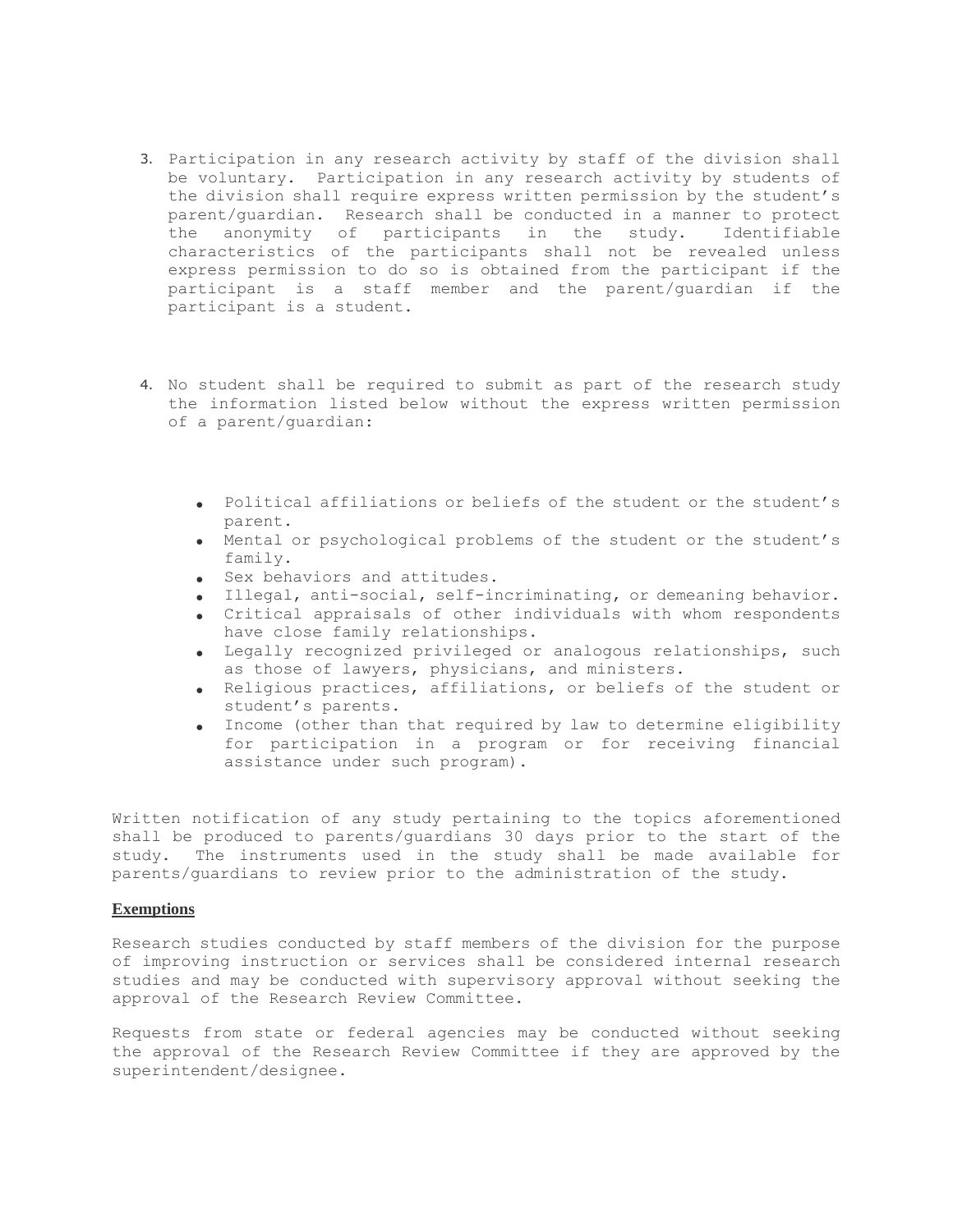3. Participation in any research activity by staff of the division shall be voluntary. Participation in any research activity by students of the division shall require express written permission by the student's parent/guardian. Research shall be conducted in a manner to protect the anonymity of participants in the study. Identifiable characteristics of the participants shall not be revealed unless express permission to do so is obtained from the participant if the participant is a staff member and the parent/guardian if the participant is a student.

4. No student shall be required to submit as part of the research study the information listed below without the express written permission of a parent/guardian:

   - Political affiliations or beliefs of the student or the student's parent.
   - Mental or psychological problems of the student or the student's family.
   - Sex behaviors and attitudes.
   - Illegal, anti-social, self-incriminating, or demeaning behavior.
   - Critical appraisals of other individuals with whom respondents have close family relationships.
   - Legally recognized privileged or analogous relationships, such as those of lawyers, physicians, and ministers.
   - Religious practices, affiliations, or beliefs of the student or student's parents.
   - Income (other than that required by law to determine eligibility for participation in a program or for receiving financial assistance under such program).

Written notification of any study pertaining to the topics aforementioned shall be produced to parents/guardians 30 days prior to the start of the study. The instruments used in the study shall be made available for parents/guardians to review prior to the administration of the study.

**Exemptions**

Research studies conducted by staff members of the division for the purpose of improving instruction or services shall be considered internal research studies and may be conducted with supervisory approval without seeking the approval of the Research Review Committee.

Requests from state or federal agencies may be conducted without seeking the approval of the Research Review Committee if they are approved by the superintendent/designee.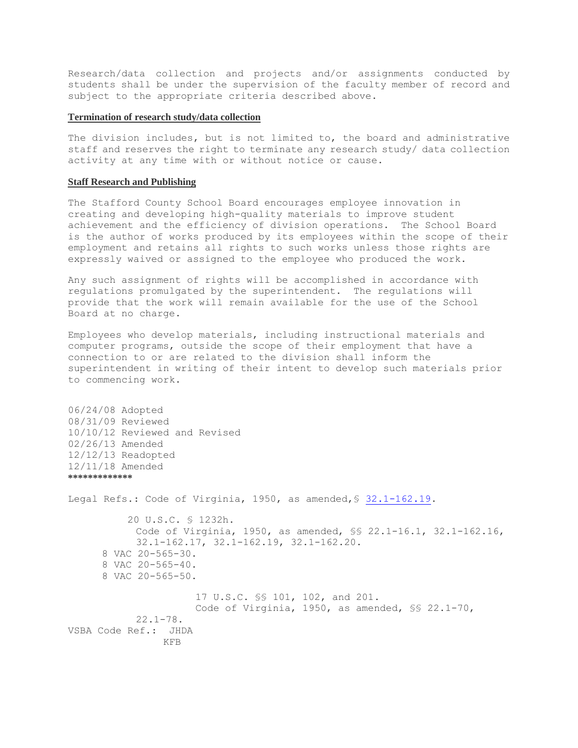Research/data collection and projects and/or assignments conducted by students shall be under the supervision of the faculty member of record and subject to the appropriate criteria described above.

**Termination of research study/data collection**

The division includes, but is not limited to, the board and administrative staff and reserves the right to terminate any research study/ data collection activity at any time with or without notice or cause.

**Staff Research and Publishing**

The Stafford County School Board encourages employee innovation in creating and developing high-quality materials to improve student achievement and the efficiency of division operations. The School Board is the author of works produced by its employees within the scope of their employment and retains all rights to such works unless those rights are expressly waived or assigned to the employee who produced the work.

Any such assignment of rights will be accomplished in accordance with regulations promulgated by the superintendent. The regulations will provide that the work will remain available for the use of the School Board at no charge.

Employees who develop materials, including instructional materials and computer programs, outside the scope of their employment that have a connection to or are related to the division shall inform the superintendent in writing of their intent to develop such materials prior to commencing work.

06/24/08 Adopted
08/31/09 Reviewed
10/10/12 Reviewed and Revised
02/26/13 Amended
12/12/13 Readopted
12/11/18 Amended
*************

Legal Refs.: Code of Virginia, 1950, as amended, § 32.1-162.19.

20 U.S.C. § 1232h.
Code of Virginia, 1950, as amended, §§ 22.1-16.1, 32.1-162.16, 32.1-162.17, 32.1-162.19, 32.1-162.20.
8 VAC 20-565-30.
8 VAC 20-565-40.
8 VAC 20-565-50.

17 U.S.C. §§ 101, 102, and 201.
Code of Virginia, 1950, as amended, §§ 22.1-70, 22.1-78.

VSBA Code Ref.: JHDA
KFB